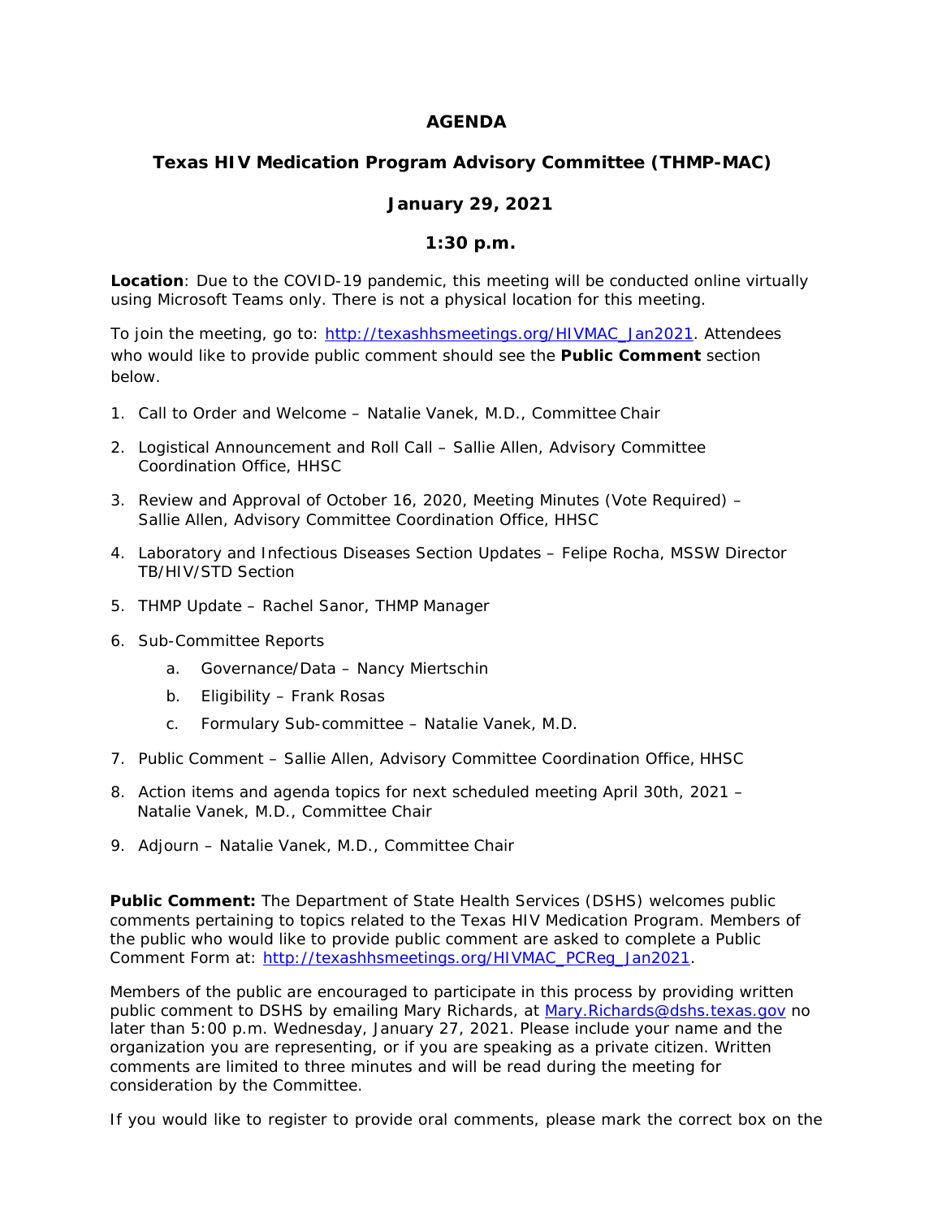# AGENDA

## Texas HIV Medication Program Advisory Committee (THMP-MAC)

## January 29, 2021

## 1:30 p.m.

**Location**: Due to the COVID-19 pandemic, this meeting will be conducted online virtually using Microsoft Teams only. There is not a physical location for this meeting.

To join the meeting, go to: [http://texashhsmeetings.org/HIVMAC_Jan2021](http://texashhsmeetings.org/HIVMAC_Jan2021). Attendees who would like to provide public comment should see the **Public Comment** section below.

1. Call to Order and Welcome – Natalie Vanek, M.D., Committee Chair
2. Logistical Announcement and Roll Call – Sallie Allen, Advisory Committee Coordination Office, HHSC
3. Review and Approval of October 16, 2020, Meeting Minutes (Vote Required) – Sallie Allen, Advisory Committee Coordination Office, HHSC
4. Laboratory and Infectious Diseases Section Updates – Felipe Rocha, MSSW Director TB/HIV/STD Section
5. THMP Update – Rachel Sanor, THMP Manager
6. Sub-Committee Reports
   a. Governance/Data – Nancy Miertschin
   b. Eligibility – Frank Rosas
   c. Formulary Sub-committee – Natalie Vanek, M.D.
7. Public Comment – Sallie Allen, Advisory Committee Coordination Office, HHSC
8. Action items and agenda topics for next scheduled meeting April 30th, 2021 – Natalie Vanek, M.D., Committee Chair
9. Adjourn – Natalie Vanek, M.D., Committee Chair

**Public Comment:** The Department of State Health Services (DSHS) welcomes public comments pertaining to topics related to the Texas HIV Medication Program. Members of the public who would like to provide public comment are asked to complete a Public Comment Form at: [http://texashhsmeetings.org/HIVMAC_PCReg_Jan2021](http://texashhsmeetings.org/HIVMAC_PCReg_Jan2021).

Members of the public are encouraged to participate in this process by providing written public comment to DSHS by emailing Mary Richards, at [Mary.Richards@dshs.texas.gov](mailto:Mary.Richards@dshs.texas.gov) no later than 5:00 p.m. Wednesday, January 27, 2021. Please include your name and the organization you are representing, or if you are speaking as a private citizen. Written comments are limited to three minutes and will be read during the meeting for consideration by the Committee.

If you would like to register to provide oral comments, please mark the correct box on the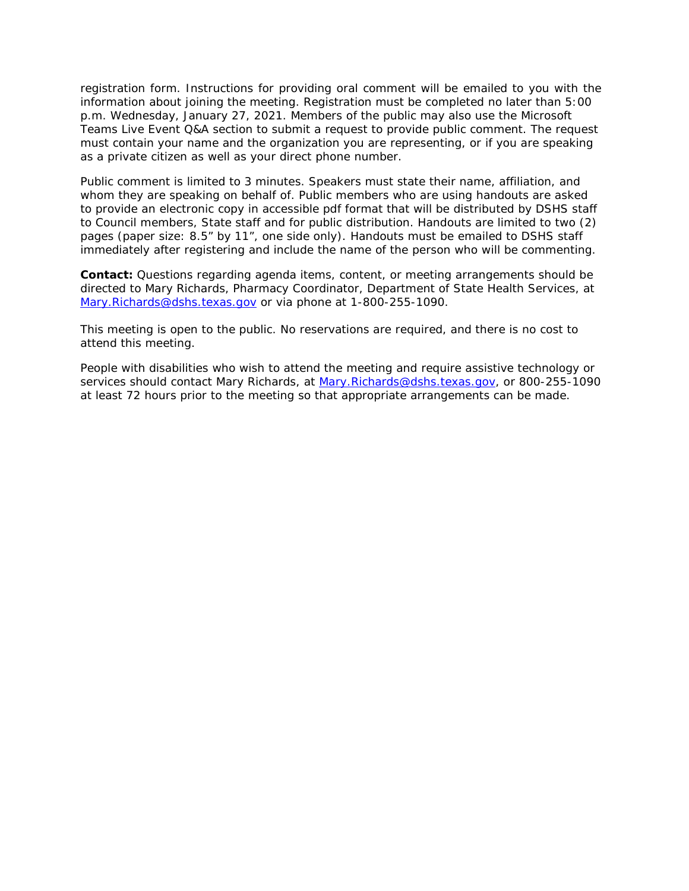registration form. Instructions for providing oral comment will be emailed to you with the information about joining the meeting. Registration must be completed no later than 5:00 p.m. Wednesday, January 27, 2021. Members of the public may also use the Microsoft Teams Live Event Q&A section to submit a request to provide public comment. The request must contain your name and the organization you are representing, or if you are speaking as a private citizen as well as your direct phone number.

Public comment is limited to 3 minutes. Speakers must state their name, affiliation, and whom they are speaking on behalf of. Public members who are using handouts are asked to provide an electronic copy in accessible pdf format that will be distributed by DSHS staff to Council members, State staff and for public distribution. Handouts are limited to two (2) pages (paper size: 8.5" by 11", one side only). Handouts must be emailed to DSHS staff immediately after registering and include the name of the person who will be commenting.

**Contact:** Questions regarding agenda items, content, or meeting arrangements should be directed to Mary Richards, Pharmacy Coordinator, Department of State Health Services, at Mary.Richards@dshs.texas.gov or via phone at 1-800-255-1090.

This meeting is open to the public. No reservations are required, and there is no cost to attend this meeting.

People with disabilities who wish to attend the meeting and require assistive technology or services should contact Mary Richards, at Mary.Richards@dshs.texas.gov, or 800-255-1090 at least 72 hours prior to the meeting so that appropriate arrangements can be made.